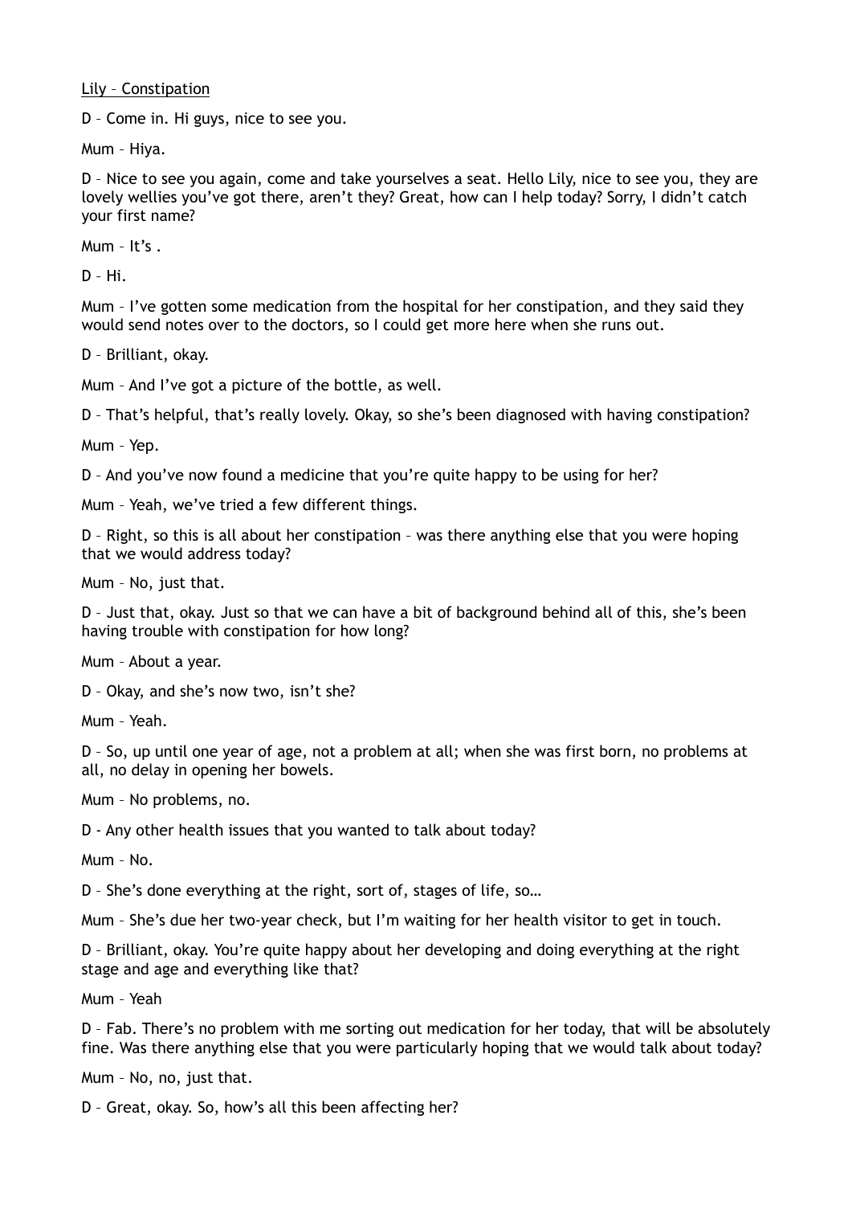<u>Lily – Constipation</u>

D – Come in. Hi guys, nice to see you.

Mum – Hiya.

D – Nice to see you again, come and take yourselves a seat. Hello Lily, nice to see you, they are lovely wellies you've got there, aren't they? Great, how can I help today? Sorry, I didn't catch your first name?

Mum – It's .

D – Hi.

Mum – I've gotten some medication from the hospital for her constipation, and they said they would send notes over to the doctors, so I could get more here when she runs out.

D – Brilliant, okay.

Mum – And I've got a picture of the bottle, as well.

D – That's helpful, that's really lovely. Okay, so she's been diagnosed with having constipation?

Mum – Yep.

D – And you've now found a medicine that you're quite happy to be using for her?

Mum – Yeah, we've tried a few different things.

D – Right, so this is all about her constipation – was there anything else that you were hoping that we would address today?

Mum – No, just that.

D – Just that, okay. Just so that we can have a bit of background behind all of this, she's been having trouble with constipation for how long?

Mum – About a year.

D – Okay, and she's now two, isn't she?

Mum – Yeah.

D – So, up until one year of age, not a problem at all; when she was first born, no problems at all, no delay in opening her bowels.

Mum – No problems, no.

D - Any other health issues that you wanted to talk about today?

Mum – No.

D – She's done everything at the right, sort of, stages of life, so…

Mum – She's due her two-year check, but I'm waiting for her health visitor to get in touch.

D – Brilliant, okay. You're quite happy about her developing and doing everything at the right stage and age and everything like that?

Mum – Yeah

D – Fab. There's no problem with me sorting out medication for her today, that will be absolutely fine. Was there anything else that you were particularly hoping that we would talk about today?

Mum – No, no, just that.

D – Great, okay. So, how's all this been affecting her?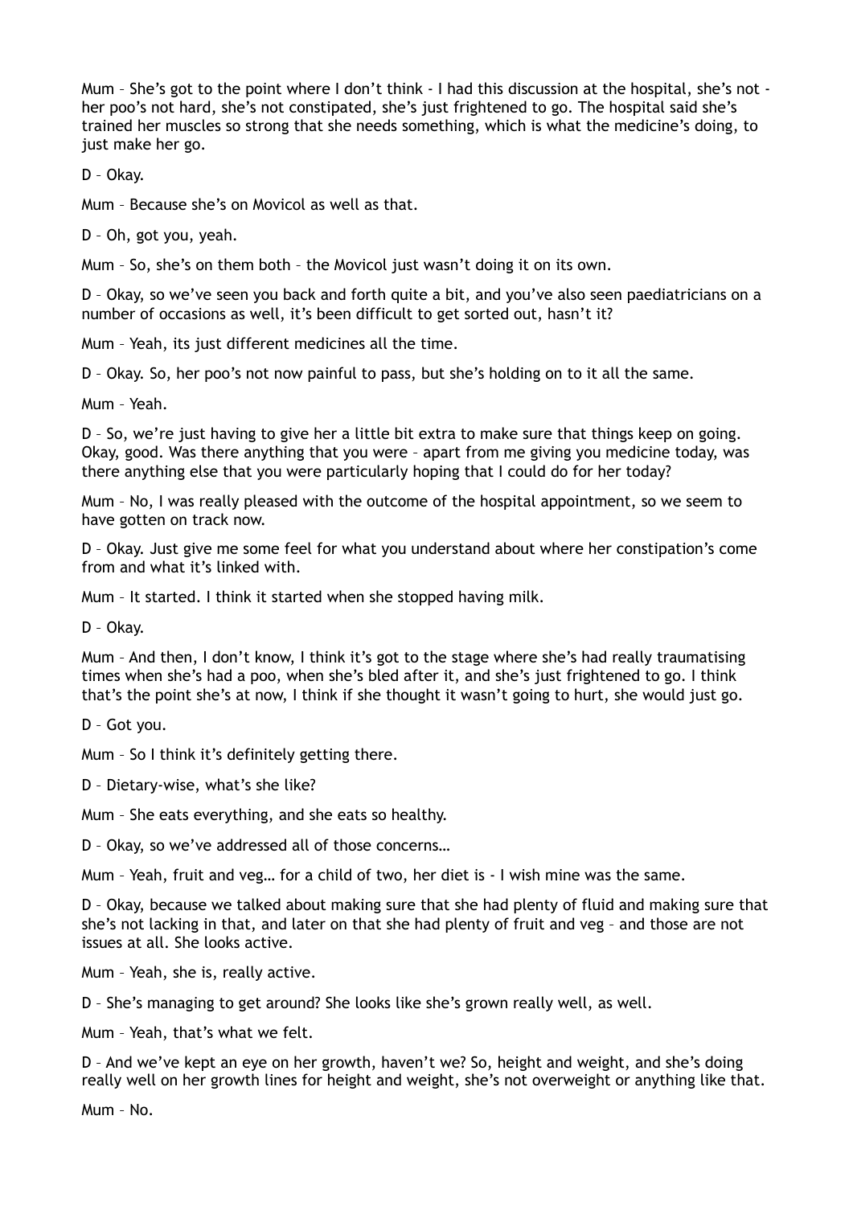Mum – She's got to the point where I don't think - I had this discussion at the hospital, she's not - her poo's not hard, she's not constipated, she's just frightened to go. The hospital said she's trained her muscles so strong that she needs something, which is what the medicine's doing, to just make her go.

D – Okay.

Mum – Because she's on Movicol as well as that.

D – Oh, got you, yeah.

Mum – So, she's on them both – the Movicol just wasn't doing it on its own.

D – Okay, so we've seen you back and forth quite a bit, and you've also seen paediatricians on a number of occasions as well, it's been difficult to get sorted out, hasn't it?

Mum – Yeah, its just different medicines all the time.

D – Okay. So, her poo's not now painful to pass, but she's holding on to it all the same.

Mum – Yeah.

D – So, we're just having to give her a little bit extra to make sure that things keep on going. Okay, good. Was there anything that you were – apart from me giving you medicine today, was there anything else that you were particularly hoping that I could do for her today?

Mum – No, I was really pleased with the outcome of the hospital appointment, so we seem to have gotten on track now.

D – Okay. Just give me some feel for what you understand about where her constipation's come from and what it's linked with.

Mum – It started. I think it started when she stopped having milk.

D – Okay.

Mum – And then, I don't know, I think it's got to the stage where she's had really traumatising times when she's had a poo, when she's bled after it, and she's just frightened to go. I think that's the point she's at now, I think if she thought it wasn't going to hurt, she would just go.

D – Got you.

Mum – So I think it's definitely getting there.

D – Dietary-wise, what's she like?

Mum – She eats everything, and she eats so healthy.

D – Okay, so we've addressed all of those concerns…

Mum – Yeah, fruit and veg… for a child of two, her diet is - I wish mine was the same.

D – Okay, because we talked about making sure that she had plenty of fluid and making sure that she's not lacking in that, and later on that she had plenty of fruit and veg – and those are not issues at all. She looks active.

Mum – Yeah, she is, really active.

D – She's managing to get around? She looks like she's grown really well, as well.

Mum – Yeah, that's what we felt.

D – And we've kept an eye on her growth, haven't we? So, height and weight, and she's doing really well on her growth lines for height and weight, she's not overweight or anything like that.

Mum – No.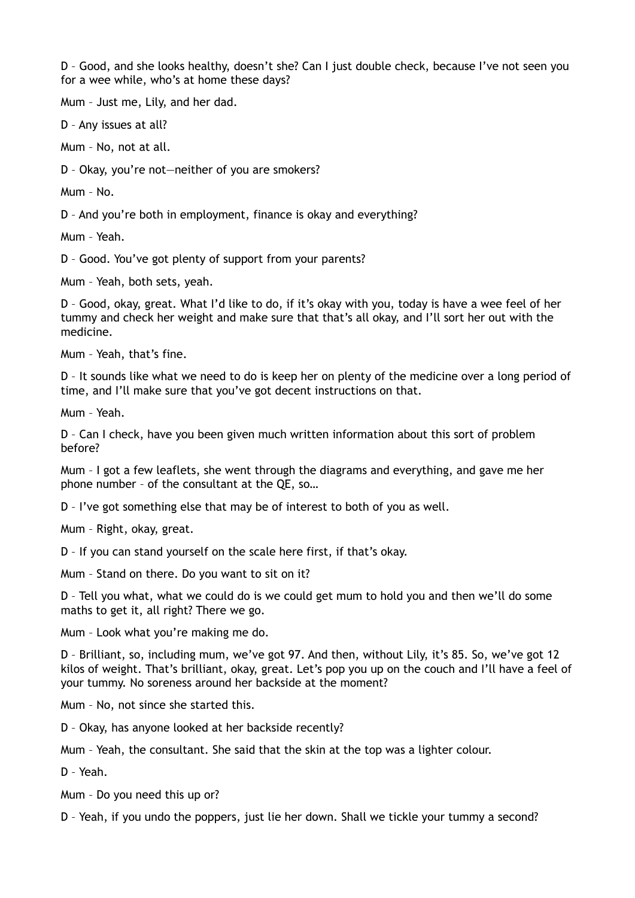D – Good, and she looks healthy, doesn't she? Can I just double check, because I've not seen you for a wee while, who's at home these days?

Mum – Just me, Lily, and her dad.

D – Any issues at all?

Mum – No, not at all.

D – Okay, you're not—neither of you are smokers?

Mum – No.

D – And you're both in employment, finance is okay and everything?

Mum – Yeah.

D – Good. You've got plenty of support from your parents?

Mum – Yeah, both sets, yeah.

D – Good, okay, great. What I'd like to do, if it's okay with you, today is have a wee feel of her tummy and check her weight and make sure that that's all okay, and I'll sort her out with the medicine.

Mum – Yeah, that's fine.

D – It sounds like what we need to do is keep her on plenty of the medicine over a long period of time, and I'll make sure that you've got decent instructions on that.

Mum – Yeah.

D – Can I check, have you been given much written information about this sort of problem before?

Mum – I got a few leaflets, she went through the diagrams and everything, and gave me her phone number – of the consultant at the QE, so…

D – I've got something else that may be of interest to both of you as well.

Mum – Right, okay, great.

D – If you can stand yourself on the scale here first, if that's okay.

Mum – Stand on there. Do you want to sit on it?

D – Tell you what, what we could do is we could get mum to hold you and then we'll do some maths to get it, all right? There we go.

Mum – Look what you're making me do.

D – Brilliant, so, including mum, we've got 97. And then, without Lily, it's 85. So, we've got 12 kilos of weight. That's brilliant, okay, great. Let's pop you up on the couch and I'll have a feel of your tummy. No soreness around her backside at the moment?

Mum – No, not since she started this.

D – Okay, has anyone looked at her backside recently?

Mum – Yeah, the consultant. She said that the skin at the top was a lighter colour.

D – Yeah.

Mum – Do you need this up or?

D – Yeah, if you undo the poppers, just lie her down. Shall we tickle your tummy a second?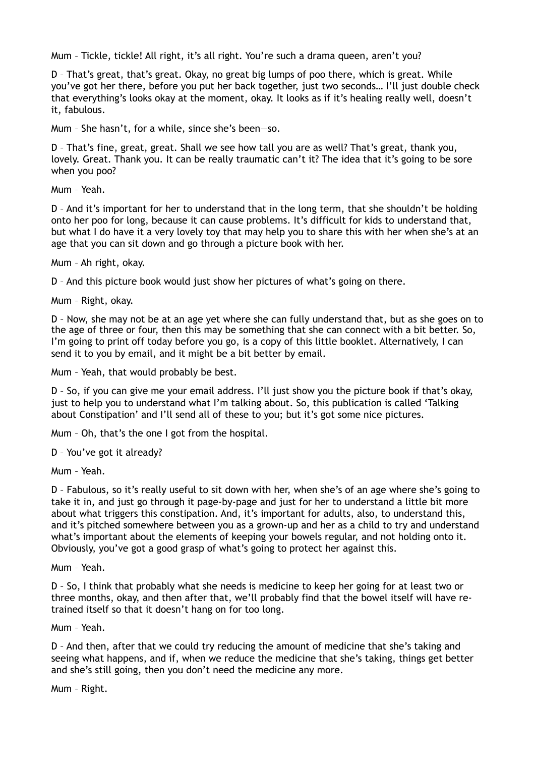Mum – Tickle, tickle! All right, it's all right. You're such a drama queen, aren't you?

D – That's great, that's great. Okay, no great big lumps of poo there, which is great. While you've got her there, before you put her back together, just two seconds… I'll just double check that everything's looks okay at the moment, okay. It looks as if it's healing really well, doesn't it, fabulous.

Mum – She hasn't, for a while, since she's been—so.

D – That's fine, great, great. Shall we see how tall you are as well? That's great, thank you, lovely. Great. Thank you. It can be really traumatic can't it? The idea that it's going to be sore when you poo?

Mum – Yeah.

D – And it's important for her to understand that in the long term, that she shouldn't be holding onto her poo for long, because it can cause problems. It's difficult for kids to understand that, but what I do have it a very lovely toy that may help you to share this with her when she's at an age that you can sit down and go through a picture book with her.

Mum – Ah right, okay.

D – And this picture book would just show her pictures of what's going on there.

Mum – Right, okay.

D – Now, she may not be at an age yet where she can fully understand that, but as she goes on to the age of three or four, then this may be something that she can connect with a bit better. So, I'm going to print off today before you go, is a copy of this little booklet. Alternatively, I can send it to you by email, and it might be a bit better by email.

Mum – Yeah, that would probably be best.

D – So, if you can give me your email address. I'll just show you the picture book if that's okay, just to help you to understand what I'm talking about. So, this publication is called 'Talking about Constipation' and I'll send all of these to you; but it's got some nice pictures.

Mum – Oh, that's the one I got from the hospital.

D – You've got it already?

Mum – Yeah.

D – Fabulous, so it's really useful to sit down with her, when she's of an age where she's going to take it in, and just go through it page-by-page and just for her to understand a little bit more about what triggers this constipation. And, it's important for adults, also, to understand this, and it's pitched somewhere between you as a grown-up and her as a child to try and understand what's important about the elements of keeping your bowels regular, and not holding onto it. Obviously, you've got a good grasp of what's going to protect her against this.

Mum – Yeah.

D – So, I think that probably what she needs is medicine to keep her going for at least two or three months, okay, and then after that, we'll probably find that the bowel itself will have re-trained itself so that it doesn't hang on for too long.

Mum – Yeah.

D – And then, after that we could try reducing the amount of medicine that she's taking and seeing what happens, and if, when we reduce the medicine that she's taking, things get better and she's still going, then you don't need the medicine any more.

Mum – Right.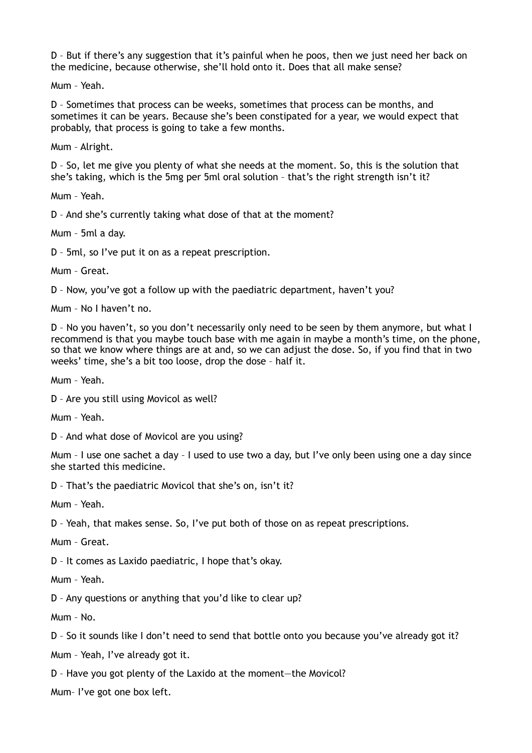D – But if there's any suggestion that it's painful when he poos, then we just need her back on the medicine, because otherwise, she'll hold onto it. Does that all make sense?

Mum – Yeah.

D – Sometimes that process can be weeks, sometimes that process can be months, and sometimes it can be years. Because she's been constipated for a year, we would expect that probably, that process is going to take a few months.

Mum – Alright.

D – So, let me give you plenty of what she needs at the moment. So, this is the solution that she's taking, which is the 5mg per 5ml oral solution – that's the right strength isn't it?

Mum – Yeah.

D – And she's currently taking what dose of that at the moment?

Mum – 5ml a day.

D – 5ml, so I've put it on as a repeat prescription.

Mum – Great.

D – Now, you've got a follow up with the paediatric department, haven't you?

Mum – No I haven't no.

D – No you haven't, so you don't necessarily only need to be seen by them anymore, but what I recommend is that you maybe touch base with me again in maybe a month's time, on the phone, so that we know where things are at and, so we can adjust the dose. So, if you find that in two weeks' time, she's a bit too loose, drop the dose – half it.

Mum – Yeah.

D – Are you still using Movicol as well?

Mum – Yeah.

D – And what dose of Movicol are you using?

Mum – I use one sachet a day – I used to use two a day, but I've only been using one a day since she started this medicine.

D – That's the paediatric Movicol that she's on, isn't it?

Mum – Yeah.

D – Yeah, that makes sense. So, I've put both of those on as repeat prescriptions.

Mum – Great.

D – It comes as Laxido paediatric, I hope that's okay.

Mum – Yeah.

D – Any questions or anything that you'd like to clear up?

Mum – No.

D – So it sounds like I don't need to send that bottle onto you because you've already got it?

Mum – Yeah, I've already got it.

D – Have you got plenty of the Laxido at the moment—the Movicol?

Mum– I've got one box left.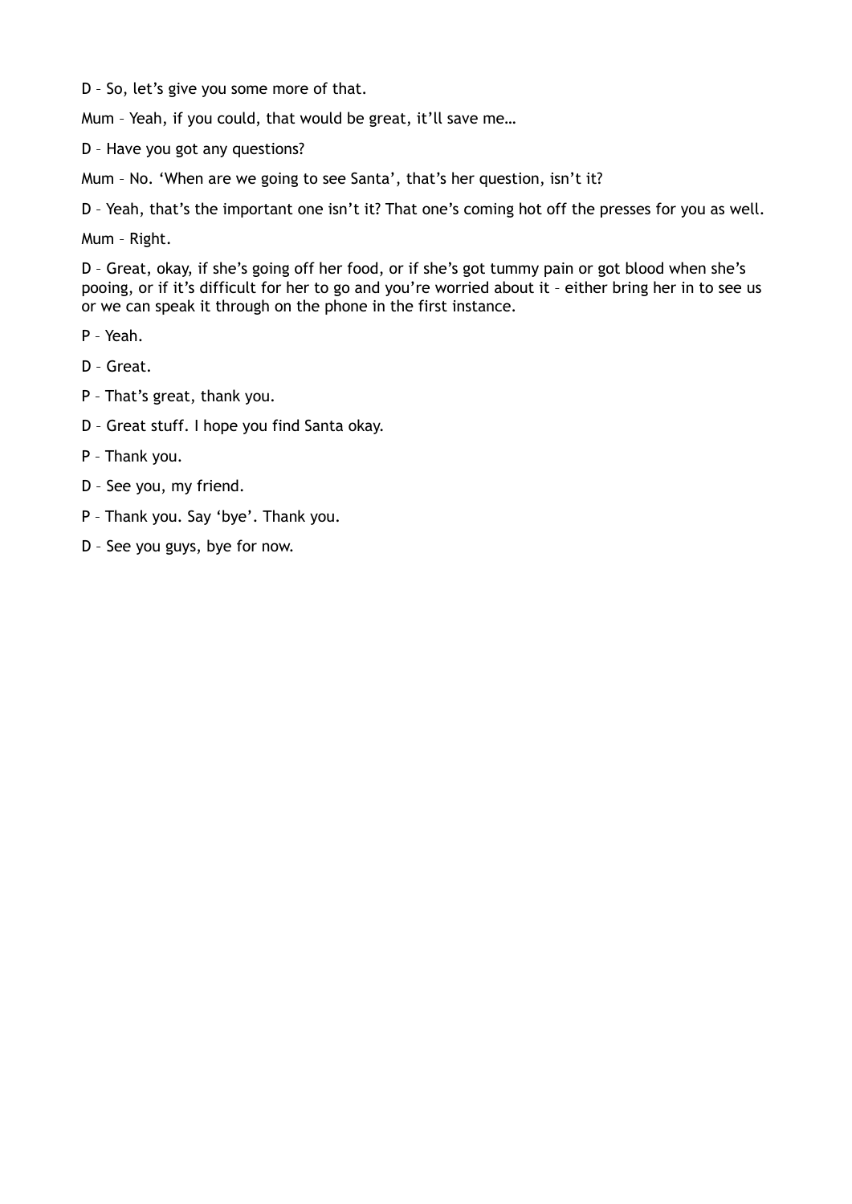D – So, let's give you some more of that.

Mum – Yeah, if you could, that would be great, it'll save me…

D – Have you got any questions?

Mum – No. 'When are we going to see Santa', that's her question, isn't it?

D – Yeah, that's the important one isn't it? That one's coming hot off the presses for you as well.

Mum – Right.

D – Great, okay, if she's going off her food, or if she's got tummy pain or got blood when she's pooing, or if it's difficult for her to go and you're worried about it – either bring her in to see us or we can speak it through on the phone in the first instance.

P – Yeah.

D – Great.

P – That's great, thank you.

D – Great stuff. I hope you find Santa okay.

P – Thank you.

D – See you, my friend.

P – Thank you. Say 'bye'. Thank you.

D – See you guys, bye for now.